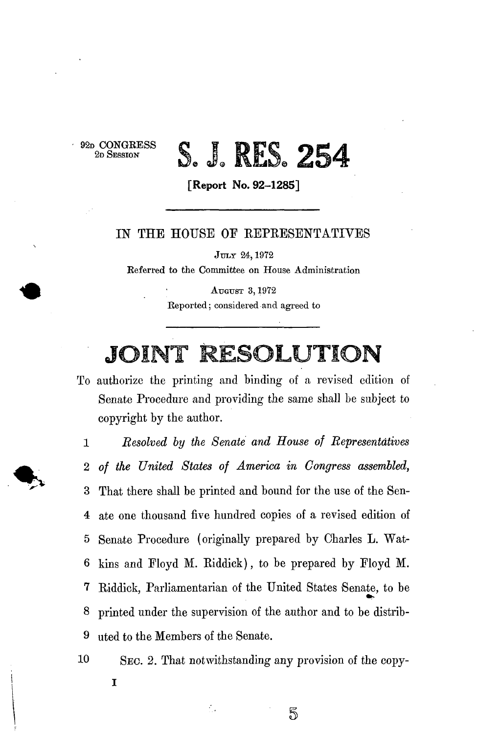92D CONGRESS
2D SESSION

# S. J. RES. 254

**[Report No. 92–1285]**

---

IN THE HOUSE OF REPRESENTATIVES

JULY 24, 1972

Referred to the Committee on House Administration

AUGUST 3, 1972

Reported; considered and agreed to

---

# JOINT RESOLUTION

To authorize the printing and binding of a revised edition of Senate Procedure and providing the same shall be subject to copyright by the author.

1 *Resolved by the Senate and House of Representatives*
2 *of the United States of America in Congress assembled,*
3 That there shall be printed and bound for the use of the Sen-
4 ate one thousand five hundred copies of a revised edition of
5 Senate Procedure (originally prepared by Charles L. Wat-
6 kins and Floyd M. Riddick), to be prepared by Floyd M.
7 Riddick, Parliamentarian of the United States Senate, to be
8 printed under the supervision of the author and to be distrib-
9 uted to the Members of the Senate.

10 SEC. 2. That notwithstanding any provision of the copy-

I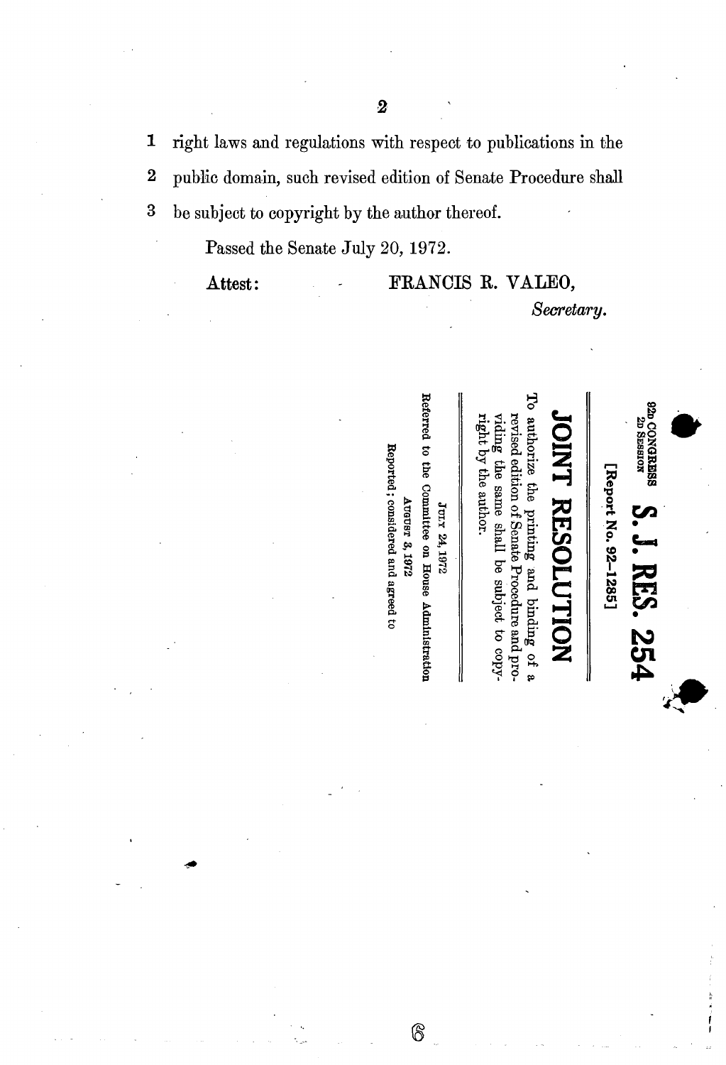1 right laws and regulations with respect to publications in the

2 public domain, such revised edition of Senate Procedure shall

3 be subject to copyright by the author thereof.

Passed the Senate July 20, 1972.

Attest: FRANCIS R. VALEO,

*Secretary.*

92D CONGRESS
2D SESSION

# S. J. RES. 254

[Report No. 92–1285]

# JOINT RESOLUTION

To authorize the printing and binding of a revised edition of Senate Procedure and providing the same shall be subject to copyright by the author.

JULY 24, 1972

Referred to the Committee on House Administration

AUGUST 3, 1972

Reported; considered and agreed to